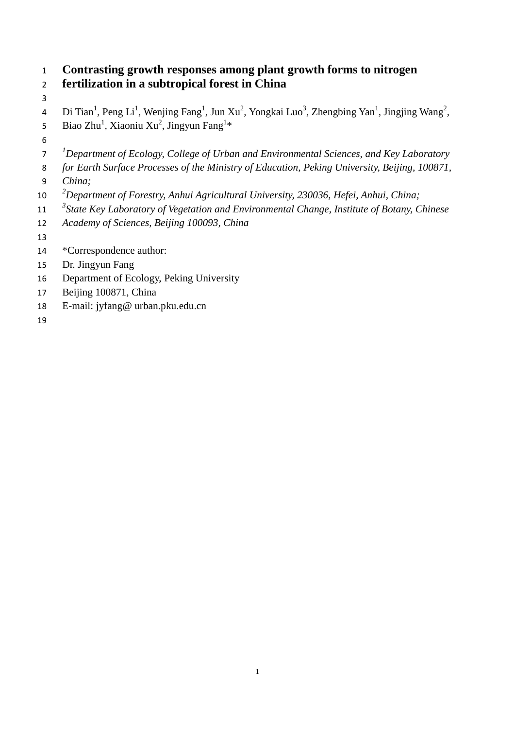# Contrasting growth responses among plant growth forms to nitrogen fertilization in a subtropical forest in China

Di Tian[1], Peng Li[1], Wenjing Fang[1], Jun Xu[2], Yongkai Luo[3], Zhengbing Yan[1], Jingjing Wang[2], Biao Zhu[1], Xiaoniu Xu[2], Jingyun Fang[1]*

[1]*Department of Ecology, College of Urban and Environmental Sciences, and Key Laboratory for Earth Surface Processes of the Ministry of Education, Peking University, Beijing, 100871, China;*

[2]*Department of Forestry, Anhui Agricultural University, 230036, Hefei, Anhui, China;*

[3]*State Key Laboratory of Vegetation and Environmental Change, Institute of Botany, Chinese Academy of Sciences, Beijing 100093, China*

*Correspondence author:
Dr. Jingyun Fang
Department of Ecology, Peking University
Beijing 100871, China
E-mail: jyfang@ urban.pku.edu.cn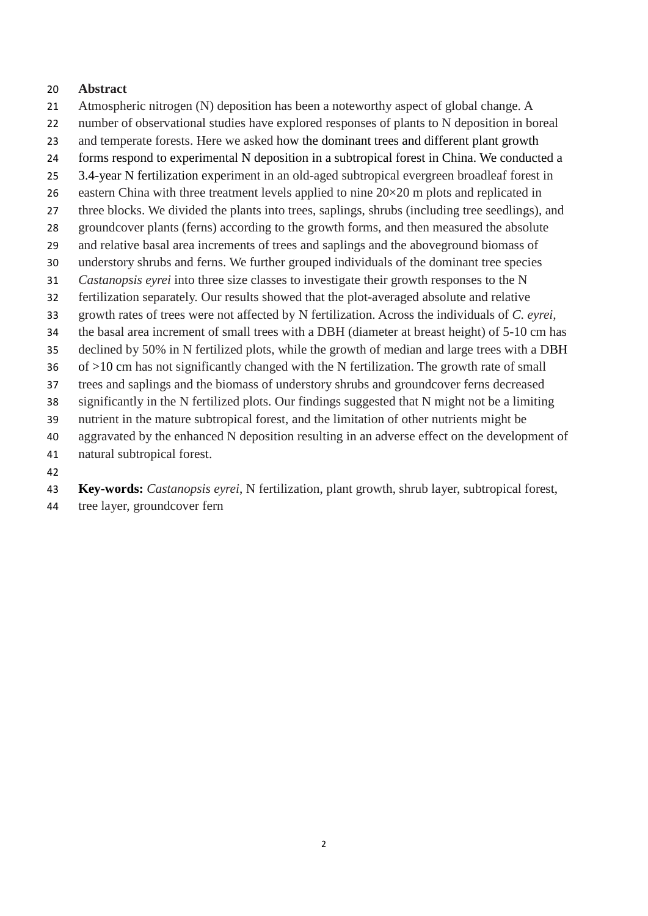## Abstract

Atmospheric nitrogen (N) deposition has been a noteworthy aspect of global change. A number of observational studies have explored responses of plants to N deposition in boreal and temperate forests. Here we asked how the dominant trees and different plant growth forms respond to experimental N deposition in a subtropical forest in China. We conducted a 3.4-year N fertilization experiment in an old-aged subtropical evergreen broadleaf forest in eastern China with three treatment levels applied to nine 20×20 m plots and replicated in three blocks. We divided the plants into trees, saplings, shrubs (including tree seedlings), and groundcover plants (ferns) according to the growth forms, and then measured the absolute and relative basal area increments of trees and saplings and the aboveground biomass of understory shrubs and ferns. We further grouped individuals of the dominant tree species *Castanopsis eyrei* into three size classes to investigate their growth responses to the N fertilization separately. Our results showed that the plot-averaged absolute and relative growth rates of trees were not affected by N fertilization. Across the individuals of *C. eyrei*, the basal area increment of small trees with a DBH (diameter at breast height) of 5-10 cm has declined by 50% in N fertilized plots, while the growth of median and large trees with a DBH of >10 cm has not significantly changed with the N fertilization. The growth rate of small trees and saplings and the biomass of understory shrubs and groundcover ferns decreased significantly in the N fertilized plots. Our findings suggested that N might not be a limiting nutrient in the mature subtropical forest, and the limitation of other nutrients might be aggravated by the enhanced N deposition resulting in an adverse effect on the development of natural subtropical forest.

**Key-words:** *Castanopsis eyrei*, N fertilization, plant growth, shrub layer, subtropical forest, tree layer, groundcover fern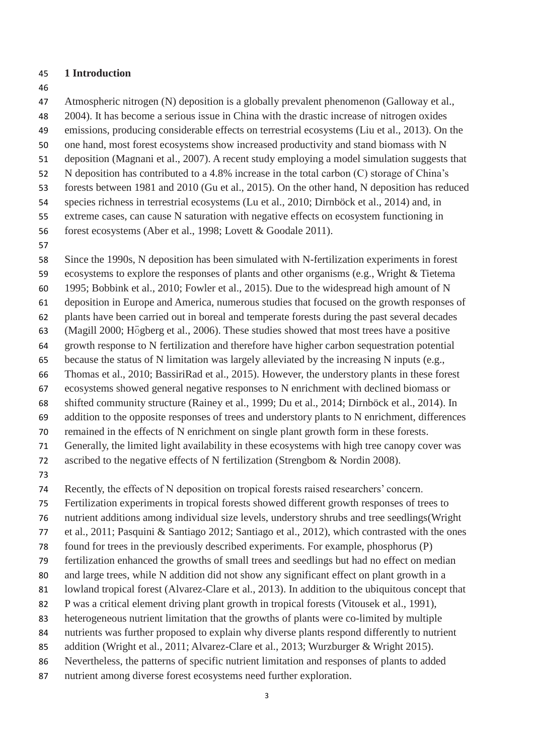## 1 Introduction

Atmospheric nitrogen (N) deposition is a globally prevalent phenomenon (Galloway et al., 2004). It has become a serious issue in China with the drastic increase of nitrogen oxides emissions, producing considerable effects on terrestrial ecosystems (Liu et al., 2013). On the one hand, most forest ecosystems show increased productivity and stand biomass with N deposition (Magnani et al., 2007). A recent study employing a model simulation suggests that N deposition has contributed to a 4.8% increase in the total carbon (C) storage of China's forests between 1981 and 2010 (Gu et al., 2015). On the other hand, N deposition has reduced species richness in terrestrial ecosystems (Lu et al., 2010; Dirnböck et al., 2014) and, in extreme cases, can cause N saturation with negative effects on ecosystem functioning in forest ecosystems (Aber et al., 1998; Lovett & Goodale 2011).

Since the 1990s, N deposition has been simulated with N-fertilization experiments in forest ecosystems to explore the responses of plants and other organisms (e.g., Wright & Tietema 1995; Bobbink et al., 2010; Fowler et al., 2015). Due to the widespread high amount of N deposition in Europe and America, numerous studies that focused on the growth responses of plants have been carried out in boreal and temperate forests during the past several decades (Magill 2000; Högberg et al., 2006). These studies showed that most trees have a positive growth response to N fertilization and therefore have higher carbon sequestration potential because the status of N limitation was largely alleviated by the increasing N inputs (e.g., Thomas et al., 2010; BassiriRad et al., 2015). However, the understory plants in these forest ecosystems showed general negative responses to N enrichment with declined biomass or shifted community structure (Rainey et al., 1999; Du et al., 2014; Dirnböck et al., 2014). In addition to the opposite responses of trees and understory plants to N enrichment, differences remained in the effects of N enrichment on single plant growth form in these forests. Generally, the limited light availability in these ecosystems with high tree canopy cover was ascribed to the negative effects of N fertilization (Strengbom & Nordin 2008).

Recently, the effects of N deposition on tropical forests raised researchers' concern. Fertilization experiments in tropical forests showed different growth responses of trees to nutrient additions among individual size levels, understory shrubs and tree seedlings(Wright et al., 2011; Pasquini & Santiago 2012; Santiago et al., 2012), which contrasted with the ones found for trees in the previously described experiments. For example, phosphorus (P) fertilization enhanced the growths of small trees and seedlings but had no effect on median and large trees, while N addition did not show any significant effect on plant growth in a lowland tropical forest (Alvarez-Clare et al., 2013). In addition to the ubiquitous concept that P was a critical element driving plant growth in tropical forests (Vitousek et al., 1991), heterogeneous nutrient limitation that the growths of plants were co-limited by multiple nutrients was further proposed to explain why diverse plants respond differently to nutrient addition (Wright et al., 2011; Alvarez-Clare et al., 2013; Wurzburger & Wright 2015). Nevertheless, the patterns of specific nutrient limitation and responses of plants to added nutrient among diverse forest ecosystems need further exploration.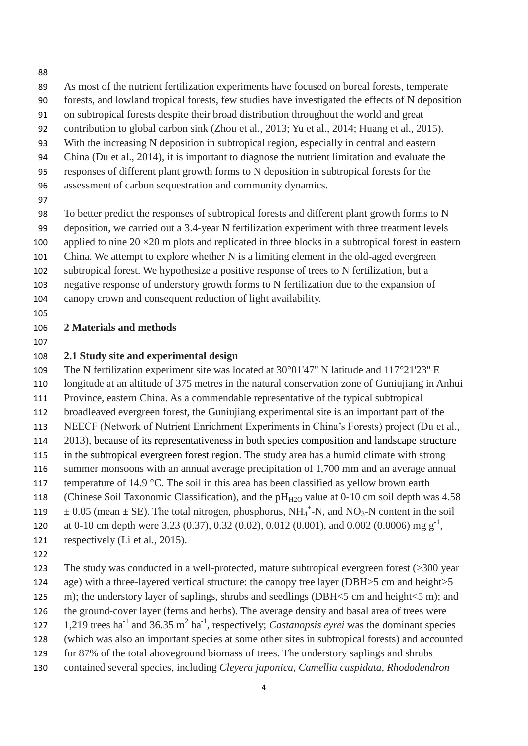As most of the nutrient fertilization experiments have focused on boreal forests, temperate forests, and lowland tropical forests, few studies have investigated the effects of N deposition on subtropical forests despite their broad distribution throughout the world and great contribution to global carbon sink (Zhou et al., 2013; Yu et al., 2014; Huang et al., 2015). With the increasing N deposition in subtropical region, especially in central and eastern China (Du et al., 2014), it is important to diagnose the nutrient limitation and evaluate the responses of different plant growth forms to N deposition in subtropical forests for the assessment of carbon sequestration and community dynamics.

To better predict the responses of subtropical forests and different plant growth forms to N deposition, we carried out a 3.4-year N fertilization experiment with three treatment levels applied to nine 20 ×20 m plots and replicated in three blocks in a subtropical forest in eastern China. We attempt to explore whether N is a limiting element in the old-aged evergreen subtropical forest. We hypothesize a positive response of trees to N fertilization, but a negative response of understory growth forms to N fertilization due to the expansion of canopy crown and consequent reduction of light availability.

## 2 Materials and methods

### 2.1 Study site and experimental design

The N fertilization experiment site was located at 30°01'47" N latitude and 117°21'23" E longitude at an altitude of 375 metres in the natural conservation zone of Guniujiang in Anhui Province, eastern China. As a commendable representative of the typical subtropical broadleaved evergreen forest, the Guniujiang experimental site is an important part of the NEECF (Network of Nutrient Enrichment Experiments in China's Forests) project (Du et al., 2013), because of its representativeness in both species composition and landscape structure in the subtropical evergreen forest region. The study area has a humid climate with strong summer monsoons with an annual average precipitation of 1,700 mm and an average annual temperature of 14.9 °C. The soil in this area has been classified as yellow brown earth (Chinese Soil Taxonomic Classification), and the $pH_{H2O}$ value at 0-10 cm soil depth was 4.58 ± 0.05 (mean ± SE). The total nitrogen, phosphorus, $NH_4^+$-N, and $NO_3$-N content in the soil at 0-10 cm depth were 3.23 (0.37), 0.32 (0.02), 0.012 (0.001), and 0.002 (0.0006) mg $g^{-1}$, respectively (Li et al., 2015).

The study was conducted in a well-protected, mature subtropical evergreen forest (>300 year age) with a three-layered vertical structure: the canopy tree layer (DBH>5 cm and height>5 m); the understory layer of saplings, shrubs and seedlings (DBH<5 cm and height<5 m); and the ground-cover layer (ferns and herbs). The average density and basal area of trees were 1,219 trees $ha^{-1}$ and 36.35 $m^2$ $ha^{-1}$, respectively; *Castanopsis eyrei* was the dominant species (which was also an important species at some other sites in subtropical forests) and accounted for 87% of the total aboveground biomass of trees. The understory saplings and shrubs contained several species, including *Cleyera japonica*, *Camellia cuspidata*, *Rhododendron*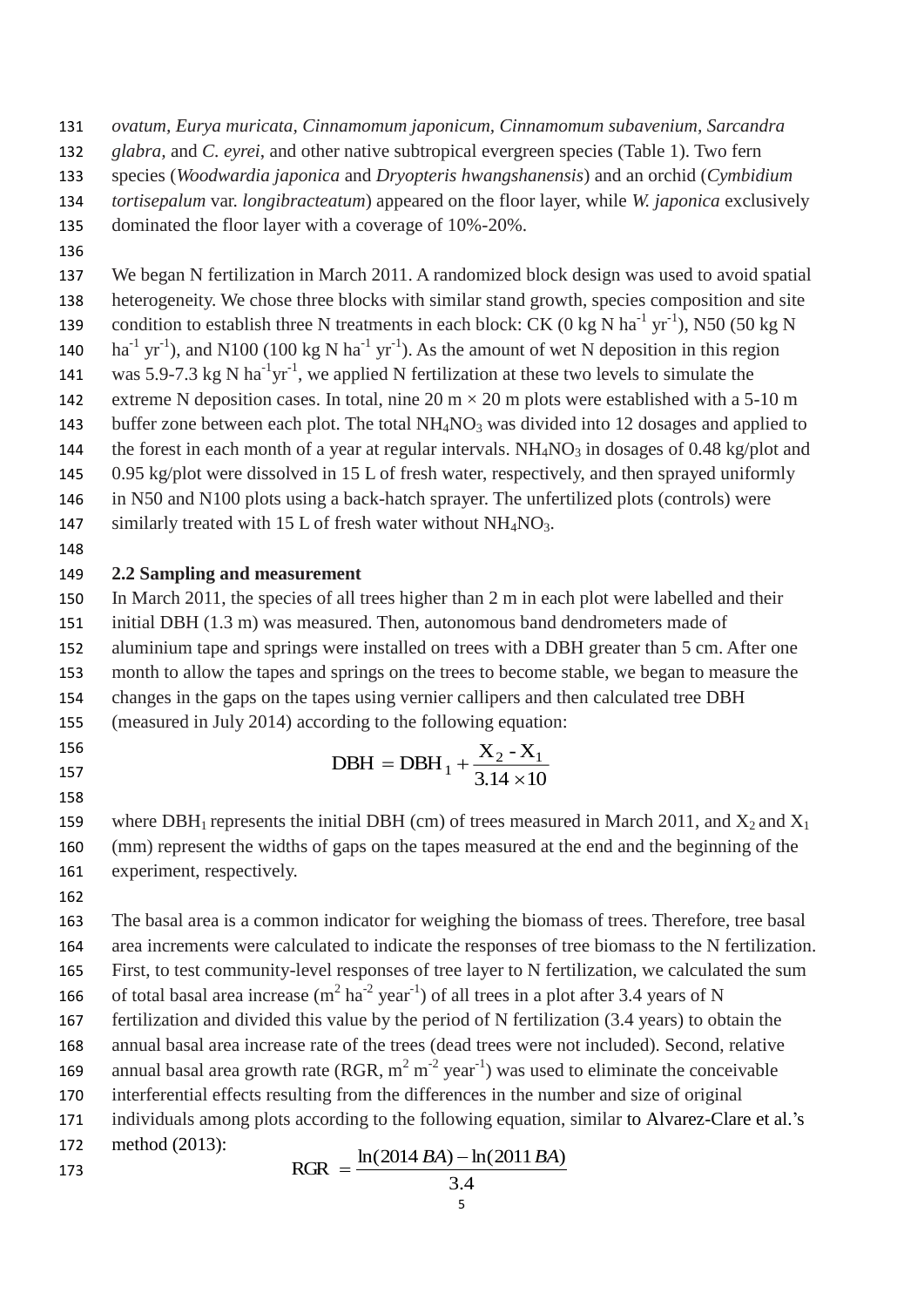*ovatum*, *Eurya muricata*, *Cinnamomum japonicum*, *Cinnamomum subavenium*, *Sarcandra glabra*, and *C. eyrei*, and other native subtropical evergreen species (Table 1). Two fern species (*Woodwardia japonica* and *Dryopteris hwangshanensis*) and an orchid (*Cymbidium tortisepalum* var. *longibracteatum*) appeared on the floor layer, while *W. japonica* exclusively dominated the floor layer with a coverage of 10%-20%.

We began N fertilization in March 2011. A randomized block design was used to avoid spatial heterogeneity. We chose three blocks with similar stand growth, species composition and site condition to establish three N treatments in each block: CK (0 kg N $ha^{-1}$ $yr^{-1}$), N50 (50 kg N $ha^{-1}$ $yr^{-1}$), and N100 (100 kg N $ha^{-1}$ $yr^{-1}$). As the amount of wet N deposition in this region was 5.9-7.3 kg N $ha^{-1}yr^{-1}$, we applied N fertilization at these two levels to simulate the extreme N deposition cases. In total, nine 20 m × 20 m plots were established with a 5-10 m buffer zone between each plot. The total $NH_4NO_3$ was divided into 12 dosages and applied to the forest in each month of a year at regular intervals. $NH_4NO_3$ in dosages of 0.48 kg/plot and 0.95 kg/plot were dissolved in 15 L of fresh water, respectively, and then sprayed uniformly in N50 and N100 plots using a back-hatch sprayer. The unfertilized plots (controls) were similarly treated with 15 L of fresh water without $NH_4NO_3$.

## 2.2 Sampling and measurement

In March 2011, the species of all trees higher than 2 m in each plot were labelled and their initial DBH (1.3 m) was measured. Then, autonomous band dendrometers made of aluminium tape and springs were installed on trees with a DBH greater than 5 cm. After one month to allow the tapes and springs on the trees to become stable, we began to measure the changes in the gaps on the tapes using vernier callipers and then calculated tree DBH (measured in July 2014) according to the following equation:

$$\mathrm{DBH} = \mathrm{DBH}_1 + \frac{\mathrm{X}_2 - \mathrm{X}_1}{3.14 \times 10}$$

where $DBH_1$ represents the initial DBH (cm) of trees measured in March 2011, and $X_2$ and $X_1$ (mm) represent the widths of gaps on the tapes measured at the end and the beginning of the experiment, respectively.

The basal area is a common indicator for weighing the biomass of trees. Therefore, tree basal area increments were calculated to indicate the responses of tree biomass to the N fertilization. First, to test community-level responses of tree layer to N fertilization, we calculated the sum of total basal area increase ($m^2$ $ha^{-2}$ $year^{-1}$) of all trees in a plot after 3.4 years of N fertilization and divided this value by the period of N fertilization (3.4 years) to obtain the annual basal area increase rate of the trees (dead trees were not included). Second, relative annual basal area growth rate (RGR, $m^2$ $m^{-2}$ $year^{-1}$) was used to eliminate the conceivable interferential effects resulting from the differences in the number and size of original individuals among plots according to the following equation, similar to Alvarez-Clare et al.'s method (2013):

$$\mathrm{RGR} = \frac{\ln(2014\,BA) - \ln(2011\,BA)}{3.4}$$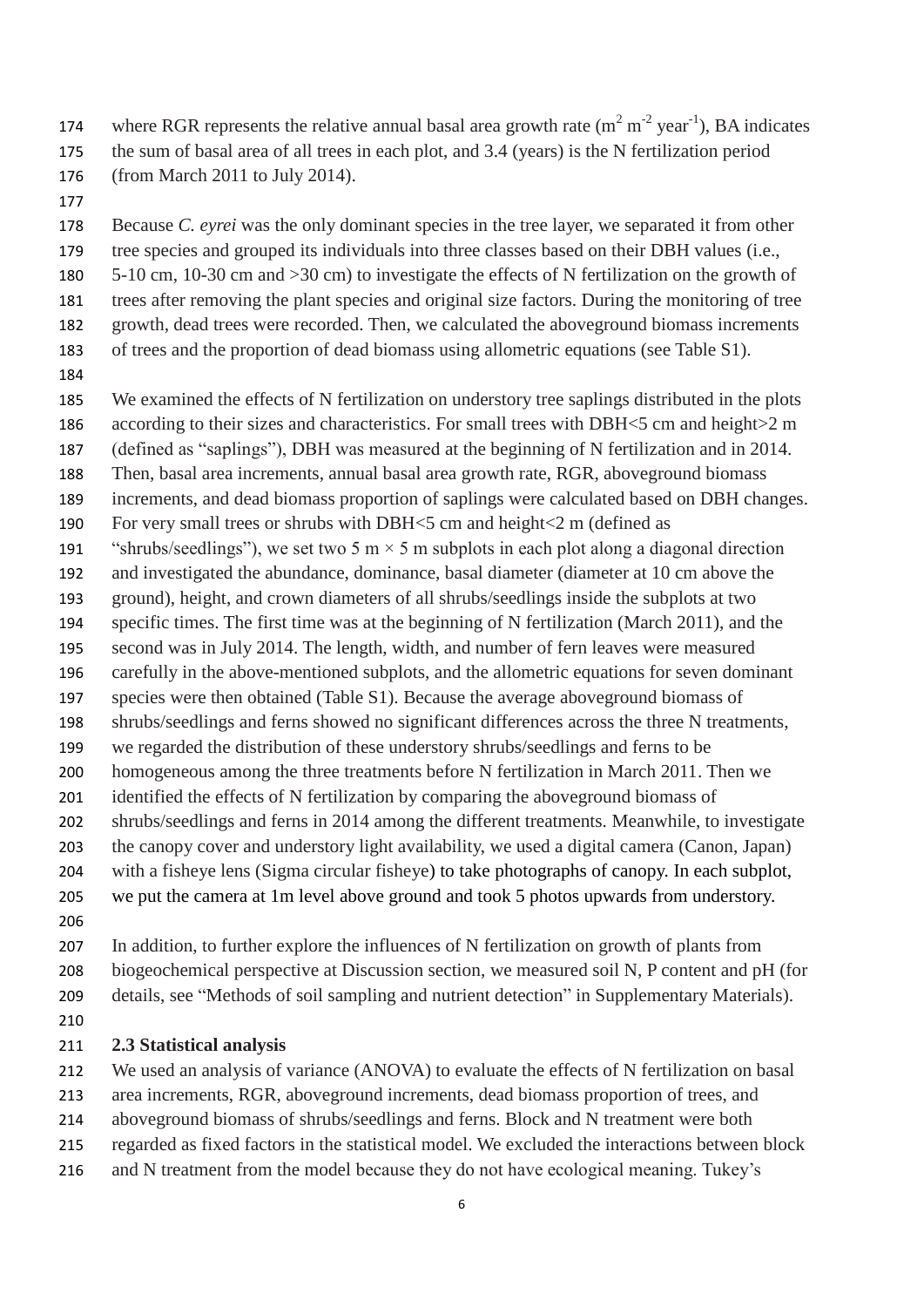where RGR represents the relative annual basal area growth rate ($m^2$ $m^{-2}$ $year^{-1}$), BA indicates the sum of basal area of all trees in each plot, and 3.4 (years) is the N fertilization period (from March 2011 to July 2014).

Because *C. eyrei* was the only dominant species in the tree layer, we separated it from other tree species and grouped its individuals into three classes based on their DBH values (i.e., 5-10 cm, 10-30 cm and >30 cm) to investigate the effects of N fertilization on the growth of trees after removing the plant species and original size factors. During the monitoring of tree growth, dead trees were recorded. Then, we calculated the aboveground biomass increments of trees and the proportion of dead biomass using allometric equations (see Table S1).

We examined the effects of N fertilization on understory tree saplings distributed in the plots according to their sizes and characteristics. For small trees with DBH<5 cm and height>2 m (defined as "saplings"), DBH was measured at the beginning of N fertilization and in 2014. Then, basal area increments, annual basal area growth rate, RGR, aboveground biomass increments, and dead biomass proportion of saplings were calculated based on DBH changes. For very small trees or shrubs with DBH<5 cm and height<2 m (defined as "shrubs/seedlings"), we set two 5 m × 5 m subplots in each plot along a diagonal direction and investigated the abundance, dominance, basal diameter (diameter at 10 cm above the ground), height, and crown diameters of all shrubs/seedlings inside the subplots at two specific times. The first time was at the beginning of N fertilization (March 2011), and the second was in July 2014. The length, width, and number of fern leaves were measured carefully in the above-mentioned subplots, and the allometric equations for seven dominant species were then obtained (Table S1). Because the average aboveground biomass of shrubs/seedlings and ferns showed no significant differences across the three N treatments, we regarded the distribution of these understory shrubs/seedlings and ferns to be homogeneous among the three treatments before N fertilization in March 2011. Then we identified the effects of N fertilization by comparing the aboveground biomass of shrubs/seedlings and ferns in 2014 among the different treatments. Meanwhile, to investigate the canopy cover and understory light availability, we used a digital camera (Canon, Japan) with a fisheye lens (Sigma circular fisheye) to take photographs of canopy. In each subplot, we put the camera at 1m level above ground and took 5 photos upwards from understory.

In addition, to further explore the influences of N fertilization on growth of plants from biogeochemical perspective at Discussion section, we measured soil N, P content and pH (for details, see "Methods of soil sampling and nutrient detection" in Supplementary Materials).

### 2.3 Statistical analysis

We used an analysis of variance (ANOVA) to evaluate the effects of N fertilization on basal area increments, RGR, aboveground increments, dead biomass proportion of trees, and aboveground biomass of shrubs/seedlings and ferns. Block and N treatment were both regarded as fixed factors in the statistical model. We excluded the interactions between block and N treatment from the model because they do not have ecological meaning. Tukey's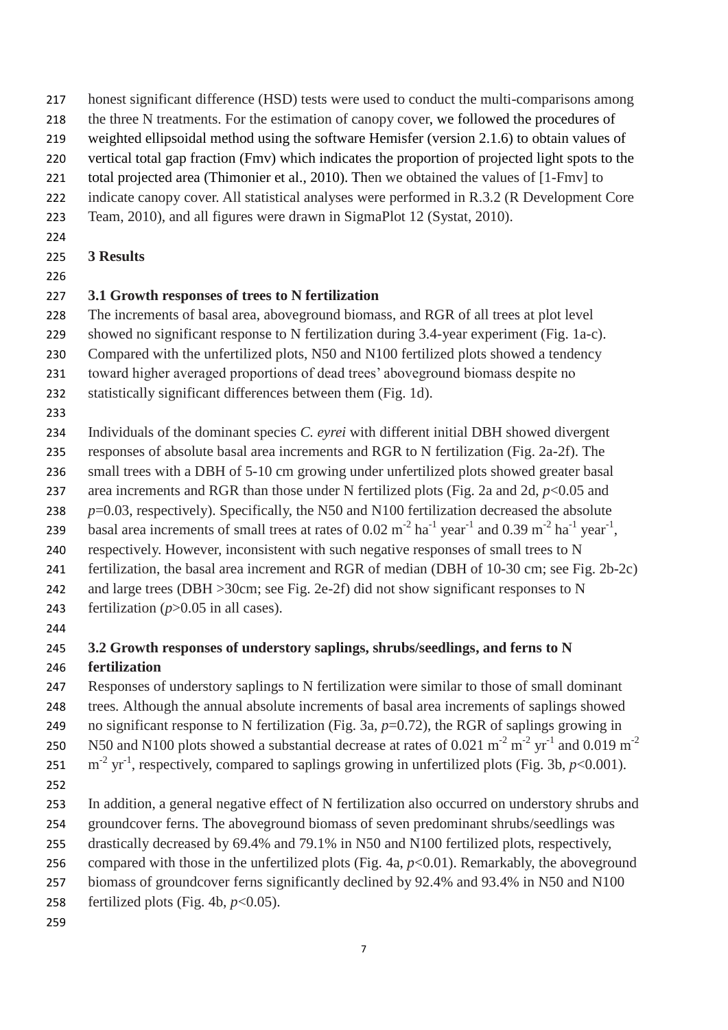honest significant difference (HSD) tests were used to conduct the multi-comparisons among the three N treatments. For the estimation of canopy cover, we followed the procedures of weighted ellipsoidal method using the software Hemisfer (version 2.1.6) to obtain values of vertical total gap fraction (Fmv) which indicates the proportion of projected light spots to the total projected area (Thimonier et al., 2010). Then we obtained the values of [1-Fmv] to indicate canopy cover. All statistical analyses were performed in R.3.2 (R Development Core Team, 2010), and all figures were drawn in SigmaPlot 12 (Systat, 2010).

## 3 Results

### 3.1 Growth responses of trees to N fertilization

The increments of basal area, aboveground biomass, and RGR of all trees at plot level showed no significant response to N fertilization during 3.4-year experiment (Fig. 1a-c). Compared with the unfertilized plots, N50 and N100 fertilized plots showed a tendency toward higher averaged proportions of dead trees' aboveground biomass despite no statistically significant differences between them (Fig. 1d).

Individuals of the dominant species *C. eyrei* with different initial DBH showed divergent responses of absolute basal area increments and RGR to N fertilization (Fig. 2a-2f). The small trees with a DBH of 5-10 cm growing under unfertilized plots showed greater basal area increments and RGR than those under N fertilized plots (Fig. 2a and 2d, $p<0.05$ and $p=0.03$, respectively). Specifically, the N50 and N100 fertilization decreased the absolute basal area increments of small trees at rates of 0.02 $m^{-2}$ $ha^{-1}$ $year^{-1}$ and 0.39 $m^{-2}$ $ha^{-1}$ $year^{-1}$, respectively. However, inconsistent with such negative responses of small trees to N fertilization, the basal area increment and RGR of median (DBH of 10-30 cm; see Fig. 2b-2c) and large trees (DBH >30cm; see Fig. 2e-2f) did not show significant responses to N fertilization ($p>0.05$ in all cases).

### 3.2 Growth responses of understory saplings, shrubs/seedlings, and ferns to N fertilization

Responses of understory saplings to N fertilization were similar to those of small dominant trees. Although the annual absolute increments of basal area increments of saplings showed no significant response to N fertilization (Fig. 3a, $p=0.72$), the RGR of saplings growing in N50 and N100 plots showed a substantial decrease at rates of 0.021 $m^{-2}$ $m^{-2}$ $yr^{-1}$ and 0.019 $m^{-2}$ $m^{-2}$ $yr^{-1}$, respectively, compared to saplings growing in unfertilized plots (Fig. 3b, $p<0.001$).

In addition, a general negative effect of N fertilization also occurred on understory shrubs and groundcover ferns. The aboveground biomass of seven predominant shrubs/seedlings was drastically decreased by 69.4% and 79.1% in N50 and N100 fertilized plots, respectively, compared with those in the unfertilized plots (Fig. 4a, $p<0.01$). Remarkably, the aboveground biomass of groundcover ferns significantly declined by 92.4% and 93.4% in N50 and N100 fertilized plots (Fig. 4b, $p<0.05$).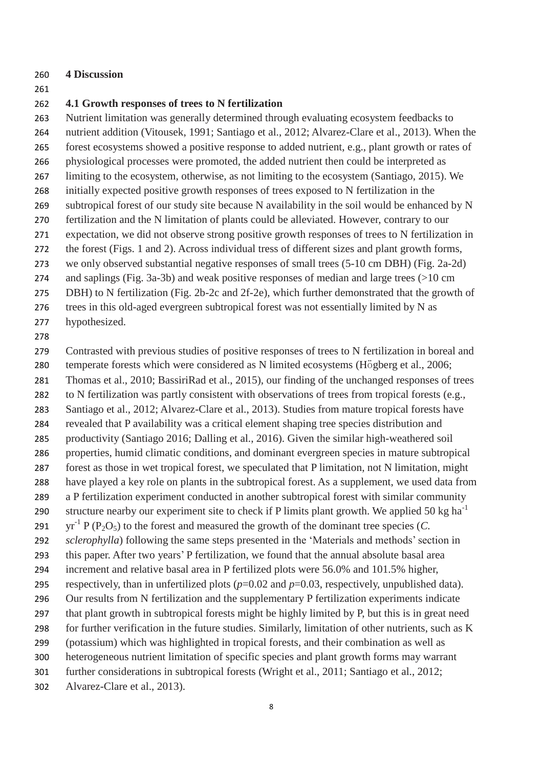# 4 Discussion

## 4.1 Growth responses of trees to N fertilization

Nutrient limitation was generally determined through evaluating ecosystem feedbacks to nutrient addition (Vitousek, 1991; Santiago et al., 2012; Alvarez-Clare et al., 2013). When the forest ecosystems showed a positive response to added nutrient, e.g., plant growth or rates of physiological processes were promoted, the added nutrient then could be interpreted as limiting to the ecosystem, otherwise, as not limiting to the ecosystem (Santiago, 2015). We initially expected positive growth responses of trees exposed to N fertilization in the subtropical forest of our study site because N availability in the soil would be enhanced by N fertilization and the N limitation of plants could be alleviated. However, contrary to our expectation, we did not observe strong positive growth responses of trees to N fertilization in the forest (Figs. 1 and 2). Across individual tress of different sizes and plant growth forms, we only observed substantial negative responses of small trees (5-10 cm DBH) (Fig. 2a-2d) and saplings (Fig. 3a-3b) and weak positive responses of median and large trees (>10 cm DBH) to N fertilization (Fig. 2b-2c and 2f-2e), which further demonstrated that the growth of trees in this old-aged evergreen subtropical forest was not essentially limited by N as hypothesized.

Contrasted with previous studies of positive responses of trees to N fertilization in boreal and temperate forests which were considered as N limited ecosystems (Högberg et al., 2006; Thomas et al., 2010; BassiriRad et al., 2015), our finding of the unchanged responses of trees to N fertilization was partly consistent with observations of trees from tropical forests (e.g., Santiago et al., 2012; Alvarez-Clare et al., 2013). Studies from mature tropical forests have revealed that P availability was a critical element shaping tree species distribution and productivity (Santiago 2016; Dalling et al., 2016). Given the similar high-weathered soil properties, humid climatic conditions, and dominant evergreen species in mature subtropical forest as those in wet tropical forest, we speculated that P limitation, not N limitation, might have played a key role on plants in the subtropical forest. As a supplement, we used data from a P fertilization experiment conducted in another subtropical forest with similar community structure nearby our experiment site to check if P limits plant growth. We applied 50 kg $ha^{-1}$ $yr^{-1}$ P ($P_2O_5$) to the forest and measured the growth of the dominant tree species (*C. sclerophylla*) following the same steps presented in the 'Materials and methods' section in this paper. After two years' P fertilization, we found that the annual absolute basal area increment and relative basal area in P fertilized plots were 56.0% and 101.5% higher, respectively, than in unfertilized plots ($p$=0.02 and $p$=0.03, respectively, unpublished data). Our results from N fertilization and the supplementary P fertilization experiments indicate that plant growth in subtropical forests might be highly limited by P, but this is in great need for further verification in the future studies. Similarly, limitation of other nutrients, such as K (potassium) which was highlighted in tropical forests, and their combination as well as heterogeneous nutrient limitation of specific species and plant growth forms may warrant further considerations in subtropical forests (Wright et al., 2011; Santiago et al., 2012; Alvarez-Clare et al., 2013).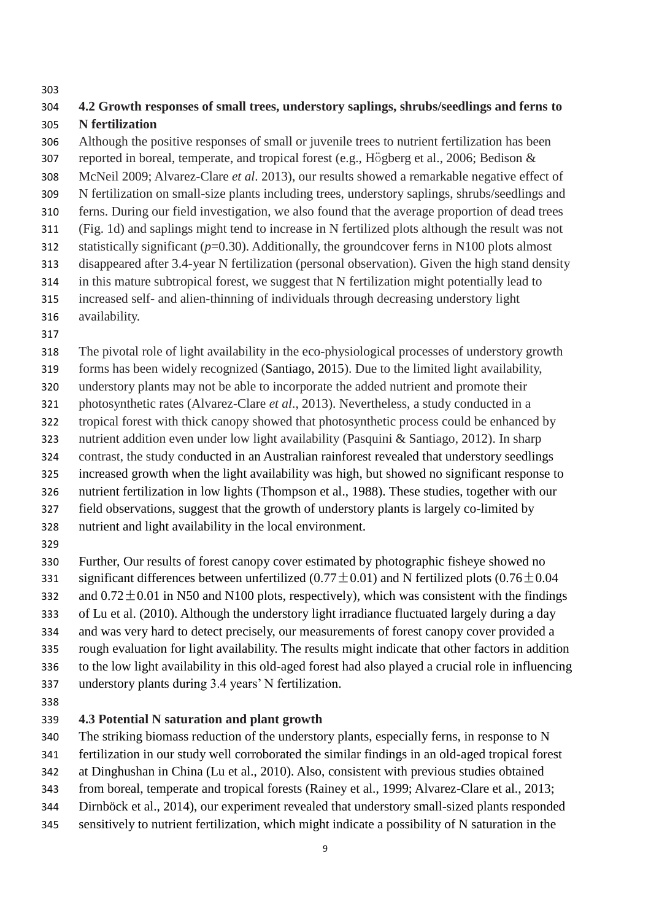### 4.2 Growth responses of small trees, understory saplings, shrubs/seedlings and ferns to N fertilization

Although the positive responses of small or juvenile trees to nutrient fertilization has been reported in boreal, temperate, and tropical forest (e.g., Hӧgberg et al., 2006; Bedison & McNeil 2009; Alvarez-Clare *et al*. 2013), our results showed a remarkable negative effect of N fertilization on small-size plants including trees, understory saplings, shrubs/seedlings and ferns. During our field investigation, we also found that the average proportion of dead trees (Fig. 1d) and saplings might tend to increase in N fertilized plots although the result was not statistically significant ($p$=0.30). Additionally, the groundcover ferns in N100 plots almost disappeared after 3.4-year N fertilization (personal observation). Given the high stand density in this mature subtropical forest, we suggest that N fertilization might potentially lead to increased self- and alien-thinning of individuals through decreasing understory light availability.

The pivotal role of light availability in the eco-physiological processes of understory growth forms has been widely recognized (Santiago, 2015). Due to the limited light availability, understory plants may not be able to incorporate the added nutrient and promote their photosynthetic rates (Alvarez-Clare *et al*., 2013). Nevertheless, a study conducted in a tropical forest with thick canopy showed that photosynthetic process could be enhanced by nutrient addition even under low light availability (Pasquini & Santiago, 2012). In sharp contrast, the study conducted in an Australian rainforest revealed that understory seedlings increased growth when the light availability was high, but showed no significant response to nutrient fertilization in low lights (Thompson et al., 1988). These studies, together with our field observations, suggest that the growth of understory plants is largely co-limited by nutrient and light availability in the local environment.

Further, Our results of forest canopy cover estimated by photographic fisheye showed no significant differences between unfertilized ($0.77 \pm 0.01$) and N fertilized plots ($0.76 \pm 0.04$ and $0.72 \pm 0.01$ in N50 and N100 plots, respectively), which was consistent with the findings of Lu et al. (2010). Although the understory light irradiance fluctuated largely during a day and was very hard to detect precisely, our measurements of forest canopy cover provided a rough evaluation for light availability. The results might indicate that other factors in addition to the low light availability in this old-aged forest had also played a crucial role in influencing understory plants during 3.4 years' N fertilization.

### 4.3 Potential N saturation and plant growth

The striking biomass reduction of the understory plants, especially ferns, in response to N fertilization in our study well corroborated the similar findings in an old-aged tropical forest at Dinghushan in China (Lu et al., 2010). Also, consistent with previous studies obtained from boreal, temperate and tropical forests (Rainey et al., 1999; Alvarez-Clare et al., 2013; Dirnböck et al., 2014), our experiment revealed that understory small-sized plants responded sensitively to nutrient fertilization, which might indicate a possibility of N saturation in the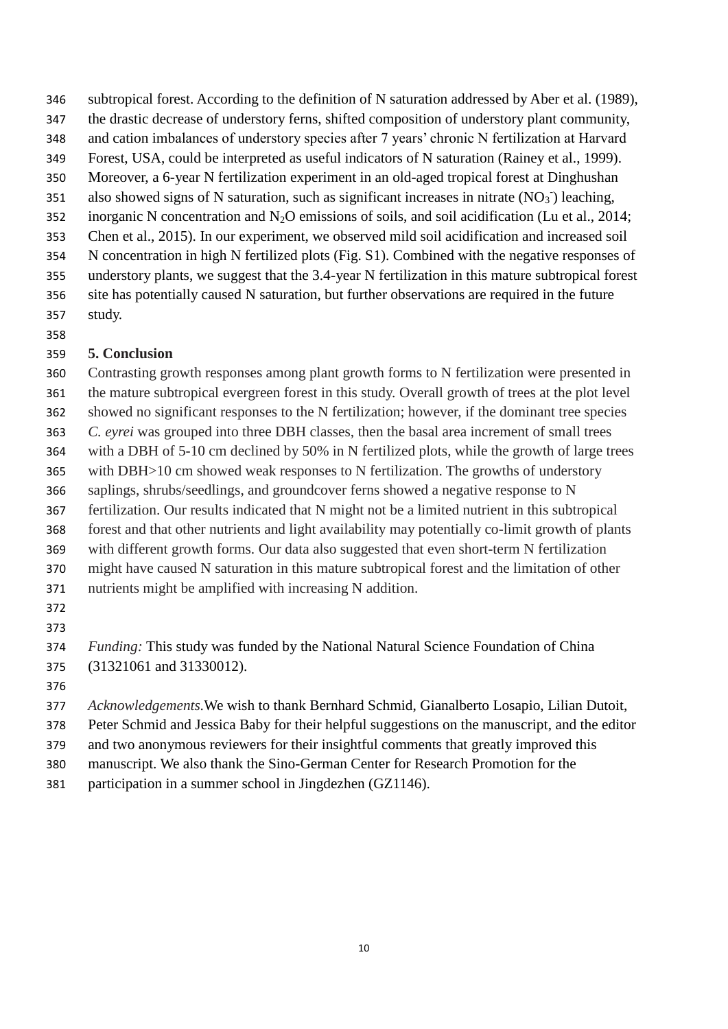subtropical forest. According to the definition of N saturation addressed by Aber et al. (1989), the drastic decrease of understory ferns, shifted composition of understory plant community, and cation imbalances of understory species after 7 years' chronic N fertilization at Harvard Forest, USA, could be interpreted as useful indicators of N saturation (Rainey et al., 1999). Moreover, a 6-year N fertilization experiment in an old-aged tropical forest at Dinghushan also showed signs of N saturation, such as significant increases in nitrate ($NO_3^-$) leaching, inorganic N concentration and $N_2O$ emissions of soils, and soil acidification (Lu et al., 2014; Chen et al., 2015). In our experiment, we observed mild soil acidification and increased soil N concentration in high N fertilized plots (Fig. S1). Combined with the negative responses of understory plants, we suggest that the 3.4-year N fertilization in this mature subtropical forest site has potentially caused N saturation, but further observations are required in the future study.

## 5. Conclusion

Contrasting growth responses among plant growth forms to N fertilization were presented in the mature subtropical evergreen forest in this study. Overall growth of trees at the plot level showed no significant responses to the N fertilization; however, if the dominant tree species *C. eyrei* was grouped into three DBH classes, then the basal area increment of small trees with a DBH of 5-10 cm declined by 50% in N fertilized plots, while the growth of large trees with DBH>10 cm showed weak responses to N fertilization. The growths of understory saplings, shrubs/seedlings, and groundcover ferns showed a negative response to N fertilization. Our results indicated that N might not be a limited nutrient in this subtropical forest and that other nutrients and light availability may potentially co-limit growth of plants with different growth forms. Our data also suggested that even short-term N fertilization might have caused N saturation in this mature subtropical forest and the limitation of other nutrients might be amplified with increasing N addition.

*Funding:* This study was funded by the National Natural Science Foundation of China (31321061 and 31330012).

*Acknowledgements.*We wish to thank Bernhard Schmid, Gianalberto Losapio, Lilian Dutoit, Peter Schmid and Jessica Baby for their helpful suggestions on the manuscript, and the editor and two anonymous reviewers for their insightful comments that greatly improved this manuscript. We also thank the Sino-German Center for Research Promotion for the participation in a summer school in Jingdezhen (GZ1146).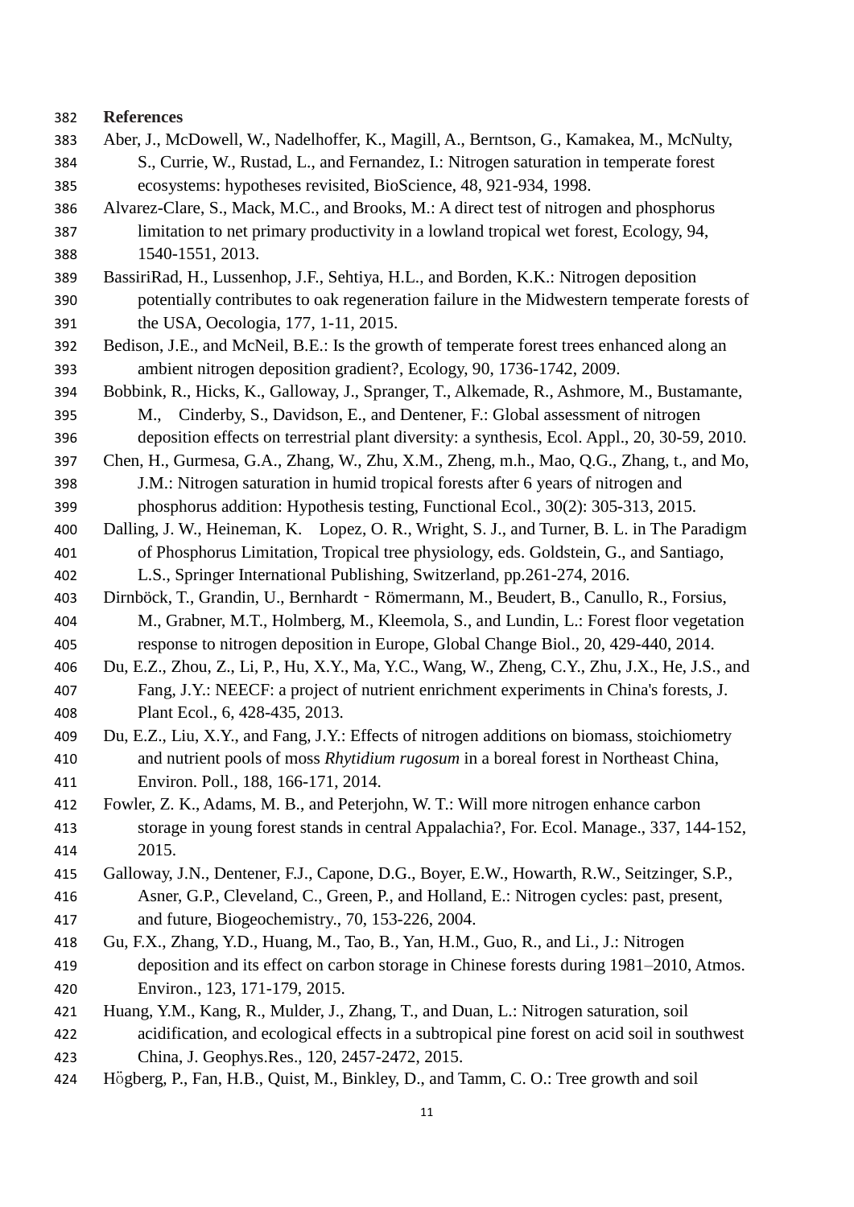## References

Aber, J., McDowell, W., Nadelhoffer, K., Magill, A., Berntson, G., Kamakea, M., McNulty, S., Currie, W., Rustad, L., and Fernandez, I.: Nitrogen saturation in temperate forest ecosystems: hypotheses revisited, BioScience, 48, 921-934, 1998.

Alvarez-Clare, S., Mack, M.C., and Brooks, M.: A direct test of nitrogen and phosphorus limitation to net primary productivity in a lowland tropical wet forest, Ecology, 94, 1540-1551, 2013.

BassiriRad, H., Lussenhop, J.F., Sehtiya, H.L., and Borden, K.K.: Nitrogen deposition potentially contributes to oak regeneration failure in the Midwestern temperate forests of the USA, Oecologia, 177, 1-11, 2015.

Bedison, J.E., and McNeil, B.E.: Is the growth of temperate forest trees enhanced along an ambient nitrogen deposition gradient?, Ecology, 90, 1736-1742, 2009.

Bobbink, R., Hicks, K., Galloway, J., Spranger, T., Alkemade, R., Ashmore, M., Bustamante, M., Cinderby, S., Davidson, E., and Dentener, F.: Global assessment of nitrogen deposition effects on terrestrial plant diversity: a synthesis, Ecol. Appl., 20, 30-59, 2010.

Chen, H., Gurmesa, G.A., Zhang, W., Zhu, X.M., Zheng, m.h., Mao, Q.G., Zhang, t., and Mo, J.M.: Nitrogen saturation in humid tropical forests after 6 years of nitrogen and phosphorus addition: Hypothesis testing, Functional Ecol., 30(2): 305-313, 2015.

Dalling, J. W., Heineman, K. Lopez, O. R., Wright, S. J., and Turner, B. L. in The Paradigm of Phosphorus Limitation, Tropical tree physiology, eds. Goldstein, G., and Santiago, L.S., Springer International Publishing, Switzerland, pp.261-274, 2016.

Dirnböck, T., Grandin, U., Bernhardt ‐ Römermann, M., Beudert, B., Canullo, R., Forsius, M., Grabner, M.T., Holmberg, M., Kleemola, S., and Lundin, L.: Forest floor vegetation response to nitrogen deposition in Europe, Global Change Biol., 20, 429-440, 2014.

Du, E.Z., Zhou, Z., Li, P., Hu, X.Y., Ma, Y.C., Wang, W., Zheng, C.Y., Zhu, J.X., He, J.S., and Fang, J.Y.: NEECF: a project of nutrient enrichment experiments in China's forests, J. Plant Ecol., 6, 428-435, 2013.

Du, E.Z., Liu, X.Y., and Fang, J.Y.: Effects of nitrogen additions on biomass, stoichiometry and nutrient pools of moss *Rhytidium rugosum* in a boreal forest in Northeast China, Environ. Poll., 188, 166-171, 2014.

Fowler, Z. K., Adams, M. B., and Peterjohn, W. T.: Will more nitrogen enhance carbon storage in young forest stands in central Appalachia?, For. Ecol. Manage., 337, 144-152, 2015.

Galloway, J.N., Dentener, F.J., Capone, D.G., Boyer, E.W., Howarth, R.W., Seitzinger, S.P., Asner, G.P., Cleveland, C., Green, P., and Holland, E.: Nitrogen cycles: past, present, and future, Biogeochemistry., 70, 153-226, 2004.

Gu, F.X., Zhang, Y.D., Huang, M., Tao, B., Yan, H.M., Guo, R., and Li., J.: Nitrogen deposition and its effect on carbon storage in Chinese forests during 1981–2010, Atmos. Environ., 123, 171-179, 2015.

Huang, Y.M., Kang, R., Mulder, J., Zhang, T., and Duan, L.: Nitrogen saturation, soil acidification, and ecological effects in a subtropical pine forest on acid soil in southwest China, J. Geophys.Res., 120, 2457-2472, 2015.

Högberg, P., Fan, H.B., Quist, M., Binkley, D., and Tamm, C. O.: Tree growth and soil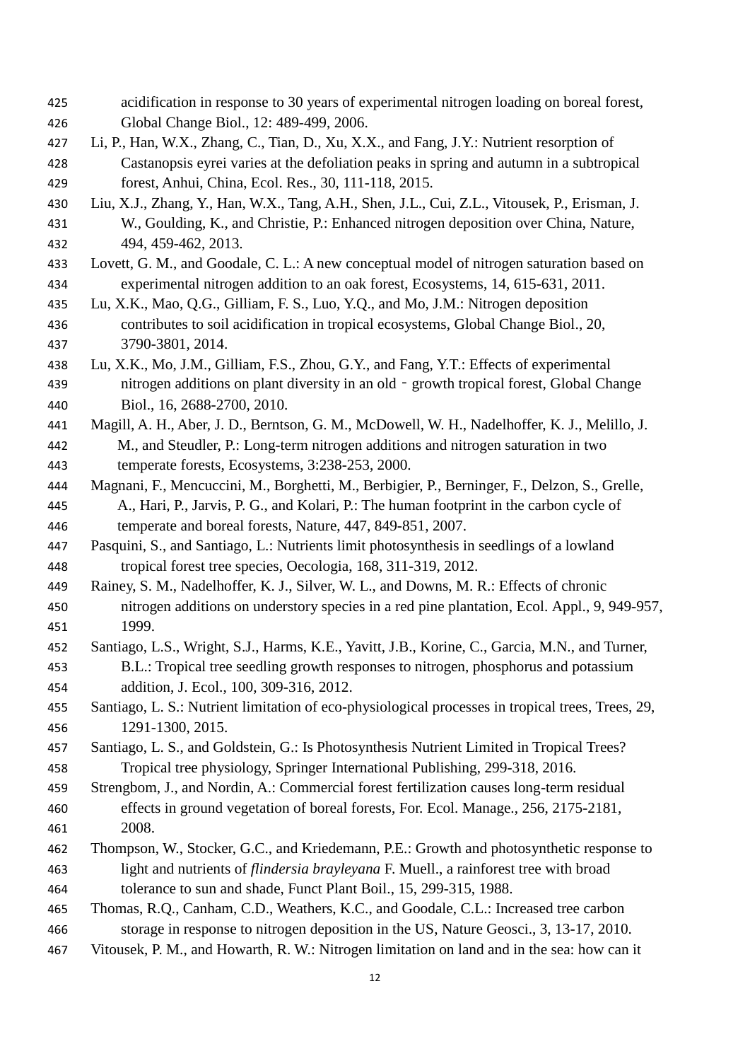acidification in response to 30 years of experimental nitrogen loading on boreal forest, Global Change Biol., 12: 489-499, 2006.

Li, P., Han, W.X., Zhang, C., Tian, D., Xu, X.X., and Fang, J.Y.: Nutrient resorption of Castanopsis eyrei varies at the defoliation peaks in spring and autumn in a subtropical forest, Anhui, China, Ecol. Res., 30, 111-118, 2015.

Liu, X.J., Zhang, Y., Han, W.X., Tang, A.H., Shen, J.L., Cui, Z.L., Vitousek, P., Erisman, J. W., Goulding, K., and Christie, P.: Enhanced nitrogen deposition over China, Nature, 494, 459-462, 2013.

Lovett, G. M., and Goodale, C. L.: A new conceptual model of nitrogen saturation based on experimental nitrogen addition to an oak forest, Ecosystems, 14, 615-631, 2011.

Lu, X.K., Mao, Q.G., Gilliam, F. S., Luo, Y.Q., and Mo, J.M.: Nitrogen deposition contributes to soil acidification in tropical ecosystems, Global Change Biol., 20, 3790-3801, 2014.

Lu, X.K., Mo, J.M., Gilliam, F.S., Zhou, G.Y., and Fang, Y.T.: Effects of experimental nitrogen additions on plant diversity in an old‐growth tropical forest, Global Change Biol., 16, 2688-2700, 2010.

Magill, A. H., Aber, J. D., Berntson, G. M., McDowell, W. H., Nadelhoffer, K. J., Melillo, J. M., and Steudler, P.: Long-term nitrogen additions and nitrogen saturation in two temperate forests, Ecosystems, 3:238-253, 2000.

Magnani, F., Mencuccini, M., Borghetti, M., Berbigier, P., Berninger, F., Delzon, S., Grelle, A., Hari, P., Jarvis, P. G., and Kolari, P.: The human footprint in the carbon cycle of temperate and boreal forests, Nature, 447, 849-851, 2007.

Pasquini, S., and Santiago, L.: Nutrients limit photosynthesis in seedlings of a lowland tropical forest tree species, Oecologia, 168, 311-319, 2012.

Rainey, S. M., Nadelhoffer, K. J., Silver, W. L., and Downs, M. R.: Effects of chronic nitrogen additions on understory species in a red pine plantation, Ecol. Appl., 9, 949-957, 1999.

Santiago, L.S., Wright, S.J., Harms, K.E., Yavitt, J.B., Korine, C., Garcia, M.N., and Turner, B.L.: Tropical tree seedling growth responses to nitrogen, phosphorus and potassium addition, J. Ecol., 100, 309-316, 2012.

Santiago, L. S.: Nutrient limitation of eco-physiological processes in tropical trees, Trees, 29, 1291-1300, 2015.

Santiago, L. S., and Goldstein, G.: Is Photosynthesis Nutrient Limited in Tropical Trees? Tropical tree physiology, Springer International Publishing, 299-318, 2016.

Strengbom, J., and Nordin, A.: Commercial forest fertilization causes long-term residual effects in ground vegetation of boreal forests, For. Ecol. Manage., 256, 2175-2181, 2008.

Thompson, W., Stocker, G.C., and Kriedemann, P.E.: Growth and photosynthetic response to light and nutrients of *flindersia brayleyana* F. Muell., a rainforest tree with broad tolerance to sun and shade, Funct Plant Boil., 15, 299-315, 1988.

Thomas, R.Q., Canham, C.D., Weathers, K.C., and Goodale, C.L.: Increased tree carbon storage in response to nitrogen deposition in the US, Nature Geosci., 3, 13-17, 2010.

Vitousek, P. M., and Howarth, R. W.: Nitrogen limitation on land and in the sea: how can it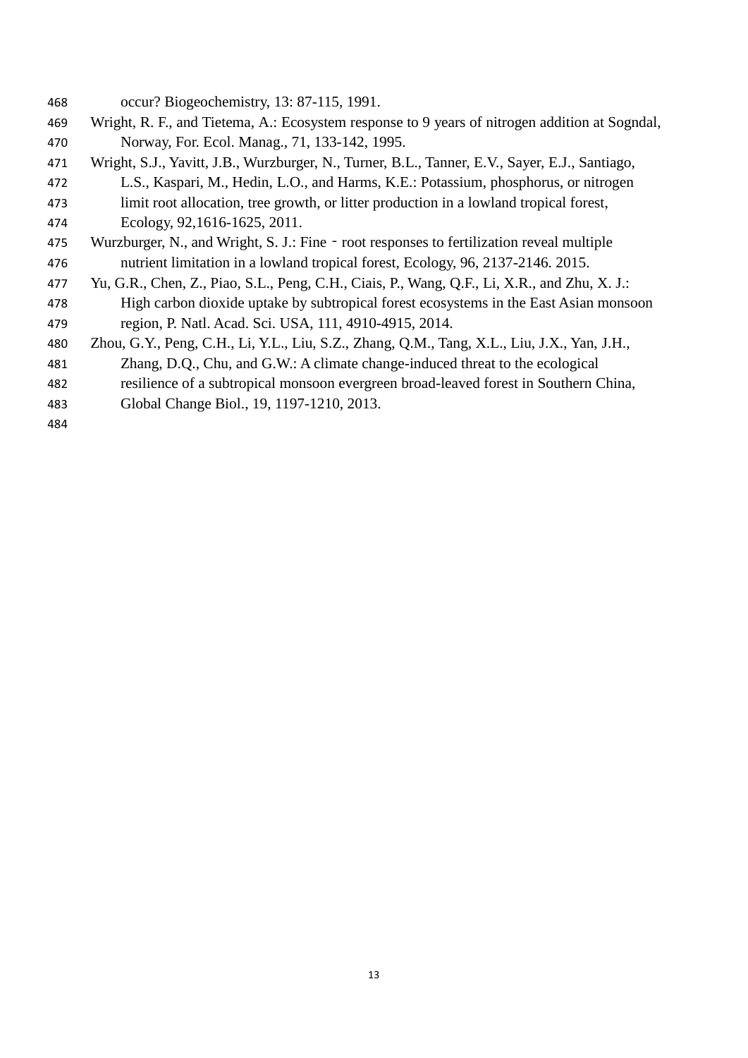occur? Biogeochemistry, 13: 87-115, 1991.

Wright, R. F., and Tietema, A.: Ecosystem response to 9 years of nitrogen addition at Sogndal, Norway, For. Ecol. Manag., 71, 133-142, 1995.

Wright, S.J., Yavitt, J.B., Wurzburger, N., Turner, B.L., Tanner, E.V., Sayer, E.J., Santiago, L.S., Kaspari, M., Hedin, L.O., and Harms, K.E.: Potassium, phosphorus, or nitrogen limit root allocation, tree growth, or litter production in a lowland tropical forest, Ecology, 92,1616-1625, 2011.

Wurzburger, N., and Wright, S. J.: Fine‐root responses to fertilization reveal multiple nutrient limitation in a lowland tropical forest, Ecology, 96, 2137-2146. 2015.

Yu, G.R., Chen, Z., Piao, S.L., Peng, C.H., Ciais, P., Wang, Q.F., Li, X.R., and Zhu, X. J.: High carbon dioxide uptake by subtropical forest ecosystems in the East Asian monsoon region, P. Natl. Acad. Sci. USA, 111, 4910-4915, 2014.

Zhou, G.Y., Peng, C.H., Li, Y.L., Liu, S.Z., Zhang, Q.M., Tang, X.L., Liu, J.X., Yan, J.H., Zhang, D.Q., Chu, and G.W.: A climate change-induced threat to the ecological resilience of a subtropical monsoon evergreen broad-leaved forest in Southern China, Global Change Biol., 19, 1197-1210, 2013.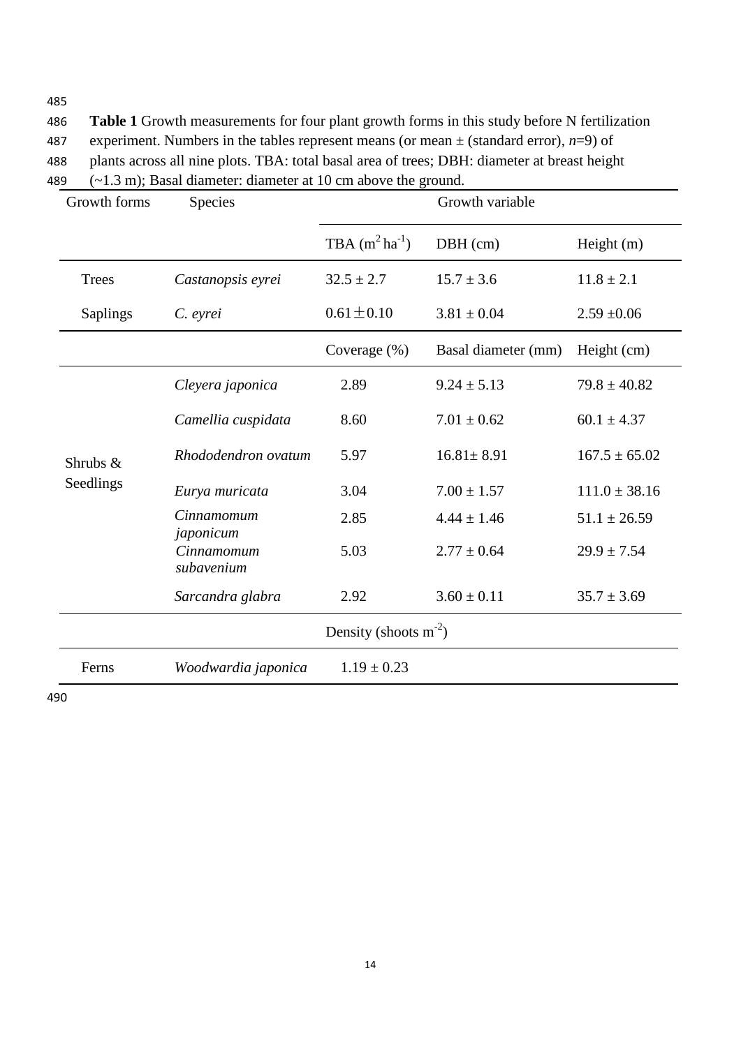**Table 1** Growth measurements for four plant growth forms in this study before N fertilization experiment. Numbers in the tables represent means (or mean ± (standard error), *n*=9) of plants across all nine plots. TBA: total basal area of trees; DBH: diameter at breast height (~1.3 m); Basal diameter: diameter at 10 cm above the ground.

| Growth forms | Species | Growth variable | | |
|---|---|---|---|---|
| | | TBA ($m^2\,ha^{-1}$) | DBH (cm) | Height (m) |
| Trees | *Castanopsis eyrei* | 32.5 ± 2.7 | 15.7 ± 3.6 | 11.8 ± 2.1 |
| Saplings | *C. eyrei* | 0.61 ± 0.10 | 3.81 ± 0.04 | 2.59 ±0.06 |
| | | Coverage (%) | Basal diameter (mm) | Height (cm) |
| Shrubs & Seedlings | *Cleyera japonica* | 2.89 | 9.24 ± 5.13 | 79.8 ± 40.82 |
| | *Camellia cuspidata* | 8.60 | 7.01 ± 0.62 | 60.1 ± 4.37 |
| | *Rhododendron ovatum* | 5.97 | 16.81± 8.91 | 167.5 ± 65.02 |
| | *Eurya muricata* | 3.04 | 7.00 ± 1.57 | 111.0 ± 38.16 |
| | *Cinnamomum japonicum* | 2.85 | 4.44 ± 1.46 | 51.1 ± 26.59 |
| | *Cinnamomum subavenium* | 5.03 | 2.77 ± 0.64 | 29.9 ± 7.54 |
| | *Sarcandra glabra* | 2.92 | 3.60 ± 0.11 | 35.7 ± 3.69 |
| | | Density (shoots $m^{-2}$) | | |
| Ferns | *Woodwardia japonica* | 1.19 ± 0.23 | | |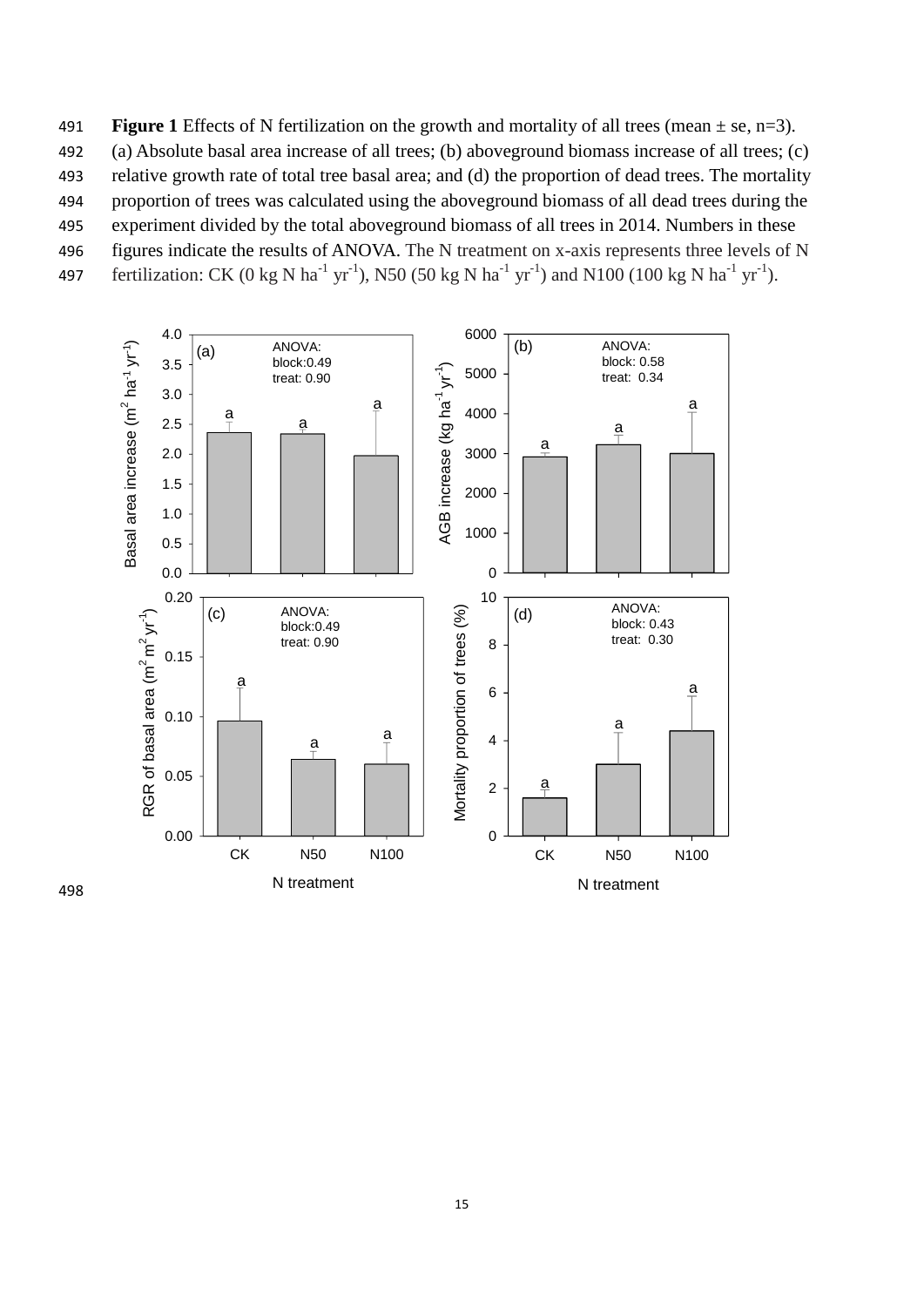**Figure 1** Effects of N fertilization on the growth and mortality of all trees (mean ± se, n=3). (a) Absolute basal area increase of all trees; (b) aboveground biomass increase of all trees; (c) relative growth rate of total tree basal area; and (d) the proportion of dead trees. The mortality proportion of trees was calculated using the aboveground biomass of all dead trees during the experiment divided by the total aboveground biomass of all trees in 2014. Numbers in these figures indicate the results of ANOVA. The N treatment on x-axis represents three levels of N fertilization: CK (0 kg N $ha^{-1}$ $yr^{-1}$), N50 (50 kg N $ha^{-1}$ $yr^{-1}$) and N100 (100 kg N $ha^{-1}$ $yr^{-1}$).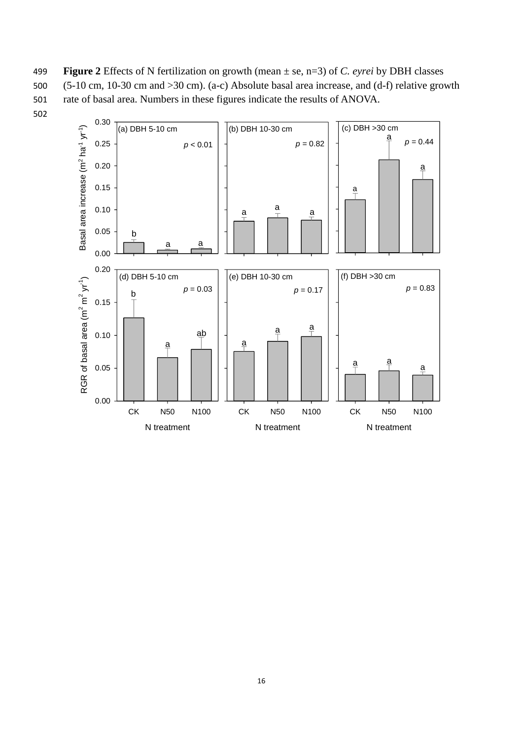**Figure 2** Effects of N fertilization on growth (mean ± se, n=3) of *C. eyrei* by DBH classes (5-10 cm, 10-30 cm and >30 cm). (a-c) Absolute basal area increase, and (d-f) relative growth rate of basal area. Numbers in these figures indicate the results of ANOVA.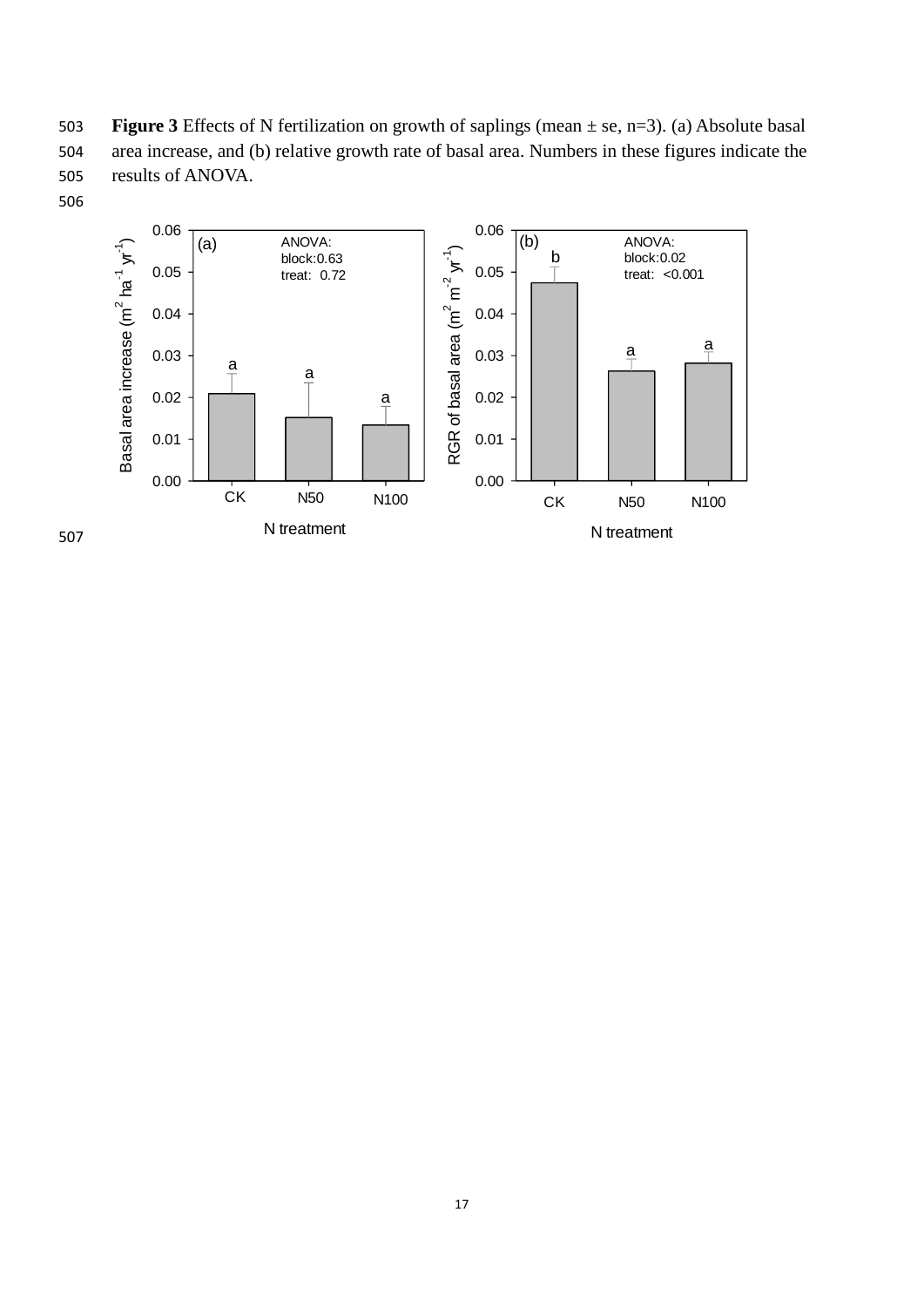**Figure 3** Effects of N fertilization on growth of saplings (mean ± se, n=3). (a) Absolute basal area increase, and (b) relative growth rate of basal area. Numbers in these figures indicate the results of ANOVA.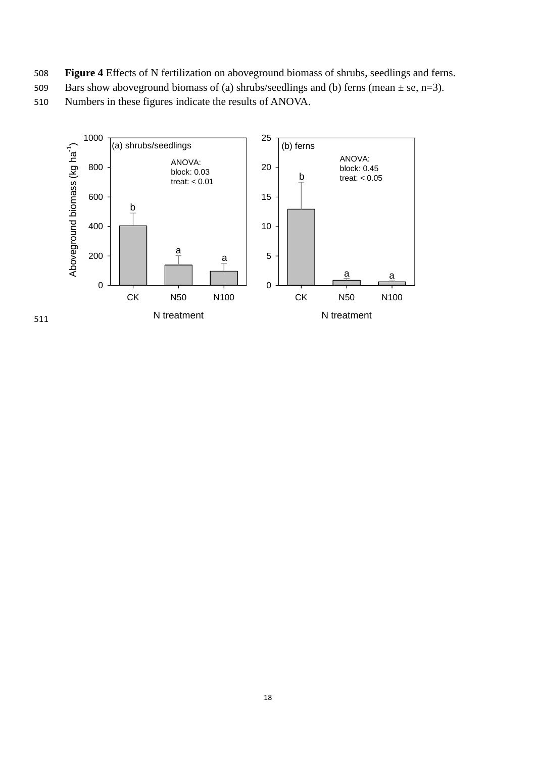**Figure 4** Effects of N fertilization on aboveground biomass of shrubs, seedlings and ferns. Bars show aboveground biomass of (a) shrubs/seedlings and (b) ferns (mean ± se, n=3). Numbers in these figures indicate the results of ANOVA.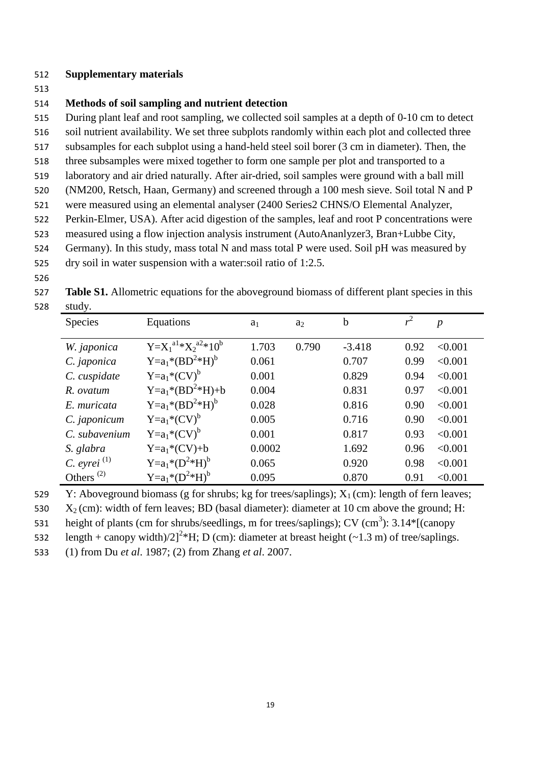## Supplementary materials

### Methods of soil sampling and nutrient detection

During plant leaf and root sampling, we collected soil samples at a depth of 0-10 cm to detect soil nutrient availability. We set three subplots randomly within each plot and collected three subsamples for each subplot using a hand-held steel soil borer (3 cm in diameter). Then, the three subsamples were mixed together to form one sample per plot and transported to a laboratory and air dried naturally. After air-dried, soil samples were ground with a ball mill (NM200, Retsch, Haan, Germany) and screened through a 100 mesh sieve. Soil total N and P were measured using an elemental analyser (2400 Series2 CHNS/O Elemental Analyzer, Perkin-Elmer, USA). After acid digestion of the samples, leaf and root P concentrations were measured using a flow injection analysis instrument (AutoAnanlyzer3, Bran+Lubbe City, Germany). In this study, mass total N and mass total P were used. Soil pH was measured by dry soil in water suspension with a water:soil ratio of 1:2.5.

**Table S1.** Allometric equations for the aboveground biomass of different plant species in this study.

| Species | Equations | $a_1$ | $a_2$ | b | $r^2$ | *p* |
|---|---|---|---|---|---|---|
| *W. japonica* | $Y=X_1^{a1}*X_2^{a2}*10^b$ | 1.703 | 0.790 | -3.418 | 0.92 | <0.001 |
| *C. japonica* | $Y=a_1*(BD^2*H)^b$ | 0.061 | | 0.707 | 0.99 | <0.001 |
| *C. cuspidate* | $Y=a_1*(CV)^b$ | 0.001 | | 0.829 | 0.94 | <0.001 |
| *R. ovatum* | $Y=a_1*(BD^2*H)+b$ | 0.004 | | 0.831 | 0.97 | <0.001 |
| *E. muricata* | $Y=a_1*(BD^2*H)^b$ | 0.028 | | 0.816 | 0.90 | <0.001 |
| *C. japonicum* | $Y=a_1*(CV)^b$ | 0.005 | | 0.716 | 0.90 | <0.001 |
| *C. subavenium* | $Y=a_1*(CV)^b$ | 0.001 | | 0.817 | 0.93 | <0.001 |
| *S. glabra* | $Y=a_1*(CV)+b$ | 0.0002 | | 1.692 | 0.96 | <0.001 |
| *C. eyrei* (1) | $Y=a_1*(D^2*H)^b$ | 0.065 | | 0.920 | 0.98 | <0.001 |
| Others (2) | $Y=a_1*(D^2*H)^b$ | 0.095 | | 0.870 | 0.91 | <0.001 |

Y: Aboveground biomass (g for shrubs; kg for trees/saplings); $X_1$ (cm): length of fern leaves; $X_2$ (cm): width of fern leaves; BD (basal diameter): diameter at 10 cm above the ground; H: height of plants (cm for shrubs/seedlings, m for trees/saplings); CV ($cm^3$): $3.14*[(\text{canopy length} + \text{canopy width})/2]^2*H$; D (cm): diameter at breast height (~1.3 m) of tree/saplings.

(1) from Du *et al*. 1987; (2) from Zhang *et al*. 2007.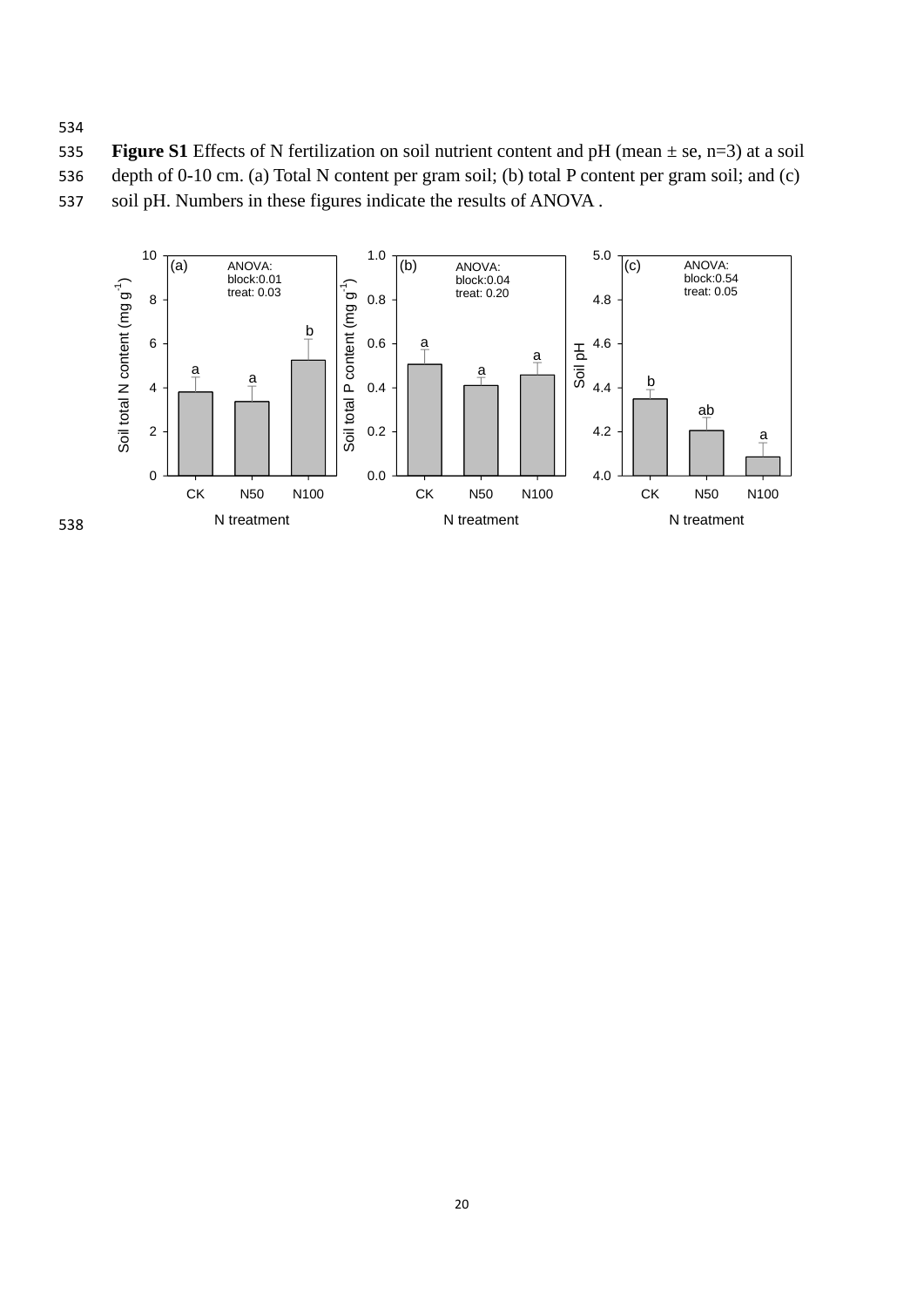**Figure S1** Effects of N fertilization on soil nutrient content and pH (mean ± se, n=3) at a soil depth of 0-10 cm. (a) Total N content per gram soil; (b) total P content per gram soil; and (c) soil pH. Numbers in these figures indicate the results of ANOVA .

(a)
ANOVA:
block:0.01
treat: 0.03
Soil total N content (mg g$^{-1}$)
10
8
6
4
2
0
a
a
b
CK
N50
N100
N treatment

(b)
ANOVA:
block:0.04
treat: 0.20
Soil total P content (mg g$^{-1}$)
1.0
0.8
0.6
0.4
0.2
0.0
a
a
a
CK
N50
N100
N treatment

(c)
ANOVA:
block:0.54
treat: 0.05
Soil pH
5.0
4.8
4.6
4.4
4.2
4.0
b
ab
a
CK
N50
N100
N treatment